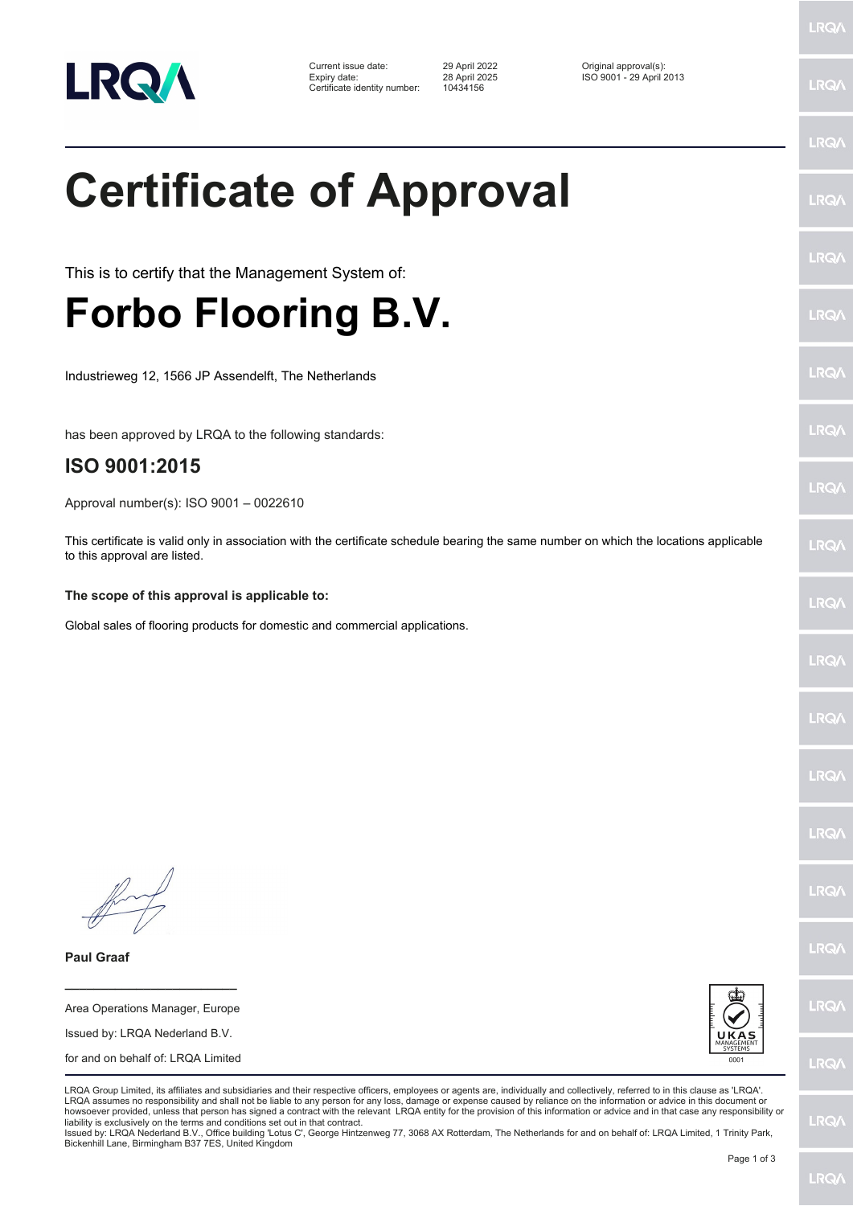| | | |
|---|---|---|
| Current issue date: | 29 April 2022 | Original approval(s): |
| Expiry date: | 28 April 2025 | ISO 9001 - 29 April 2013 |
| Certificate identity number: | 10434156 | |

# Certificate of Approval

This is to certify that the Management System of:

# Forbo Flooring B.V.

Industrieweg 12, 1566 JP Assendelft, The Netherlands

has been approved by LRQA to the following standards:

## ISO 9001:2015

Approval number(s): ISO 9001 – 0022610

This certificate is valid only in association with the certificate schedule bearing the same number on which the locations applicable to this approval are listed.

**The scope of this approval is applicable to:**

Global sales of flooring products for domestic and commercial applications.

**Paul Graaf**

Area Operations Manager, Europe

Issued by: LRQA Nederland B.V.

for and on behalf of: LRQA Limited

UKAS MANAGEMENT SYSTEMS 0001

LRQA Group Limited, its affiliates and subsidiaries and their respective officers, employees or agents are, individually and collectively, referred to in this clause as 'LRQA'. LRQA assumes no responsibility and shall not be liable to any person for any loss, damage or expense caused by reliance on the information or advice in this document or howsoever provided, unless that person has signed a contract with the relevant LRQA entity for the provision of this information or advice and in that case any responsibility or liability is exclusively on the terms and conditions set out in that contract.

Issued by: LRQA Nederland B.V., Office building 'Lotus C', George Hintzenweg 77, 3068 AX Rotterdam, The Netherlands for and on behalf of: LRQA Limited, 1 Trinity Park, Bickenhill Lane, Birmingham B37 7ES, United Kingdom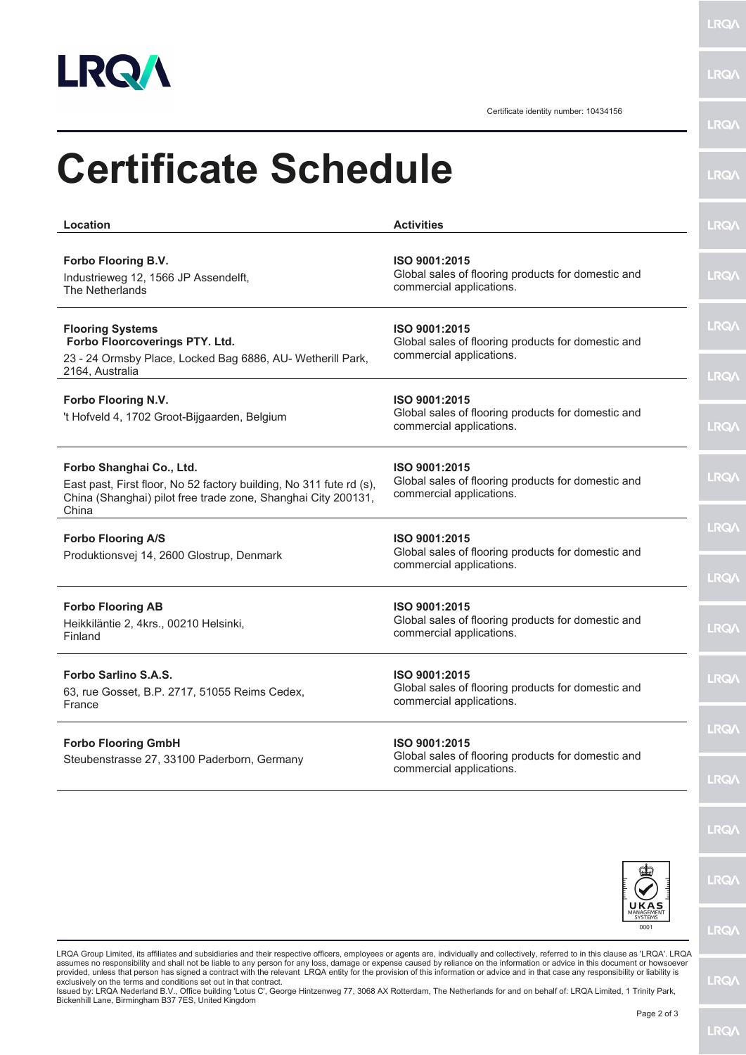Certificate identity number: 10434156

# Certificate Schedule

| Location | Activities |
| --- | --- |
| **Forbo Flooring B.V.**<br>Industrieweg 12, 1566 JP Assendelft, The Netherlands | **ISO 9001:2015**<br>Global sales of flooring products for domestic and commercial applications. |
| **Flooring Systems**<br>**Forbo Floorcoverings PTY. Ltd.**<br>23 - 24 Ormsby Place, Locked Bag 6886, AU- Wetherill Park, 2164, Australia | **ISO 9001:2015**<br>Global sales of flooring products for domestic and commercial applications. |
| **Forbo Flooring N.V.**<br>'t Hofveld 4, 1702 Groot-Bijgaarden, Belgium | **ISO 9001:2015**<br>Global sales of flooring products for domestic and commercial applications. |
| **Forbo Shanghai Co., Ltd.**<br>East past, First floor, No 52 factory building, No 311 fute rd (s), China (Shanghai) pilot free trade zone, Shanghai City 200131, China | **ISO 9001:2015**<br>Global sales of flooring products for domestic and commercial applications. |
| **Forbo Flooring A/S**<br>Produktionsvej 14, 2600 Glostrup, Denmark | **ISO 9001:2015**<br>Global sales of flooring products for domestic and commercial applications. |
| **Forbo Flooring AB**<br>Heikkiläntie 2, 4krs., 00210 Helsinki, Finland | **ISO 9001:2015**<br>Global sales of flooring products for domestic and commercial applications. |
| **Forbo Sarlino S.A.S.**<br>63, rue Gosset, B.P. 2717, 51055 Reims Cedex, France | **ISO 9001:2015**<br>Global sales of flooring products for domestic and commercial applications. |
| **Forbo Flooring GmbH**<br>Steubenstrasse 27, 33100 Paderborn, Germany | **ISO 9001:2015**<br>Global sales of flooring products for domestic and commercial applications. |

UKAS MANAGEMENT SYSTEMS 0001

LRQA Group Limited, its affiliates and subsidiaries and their respective officers, employees or agents are, individually and collectively, referred to in this clause as 'LRQA'. LRQA assumes no responsibility and shall not be liable to any person for any loss, damage or expense caused by reliance on the information or advice in this document or howsoever provided, unless that person has signed a contract with the relevant LRQA entity for the provision of this information or advice and in that case any responsibility or liability is exclusively on the terms and conditions set out in that contract.
Issued by: LRQA Nederland B.V., Office building 'Lotus C', George Hintzenweg 77, 3068 AX Rotterdam, The Netherlands for and on behalf of: LRQA Limited, 1 Trinity Park, Bickenhill Lane, Birmingham B37 7ES, United Kingdom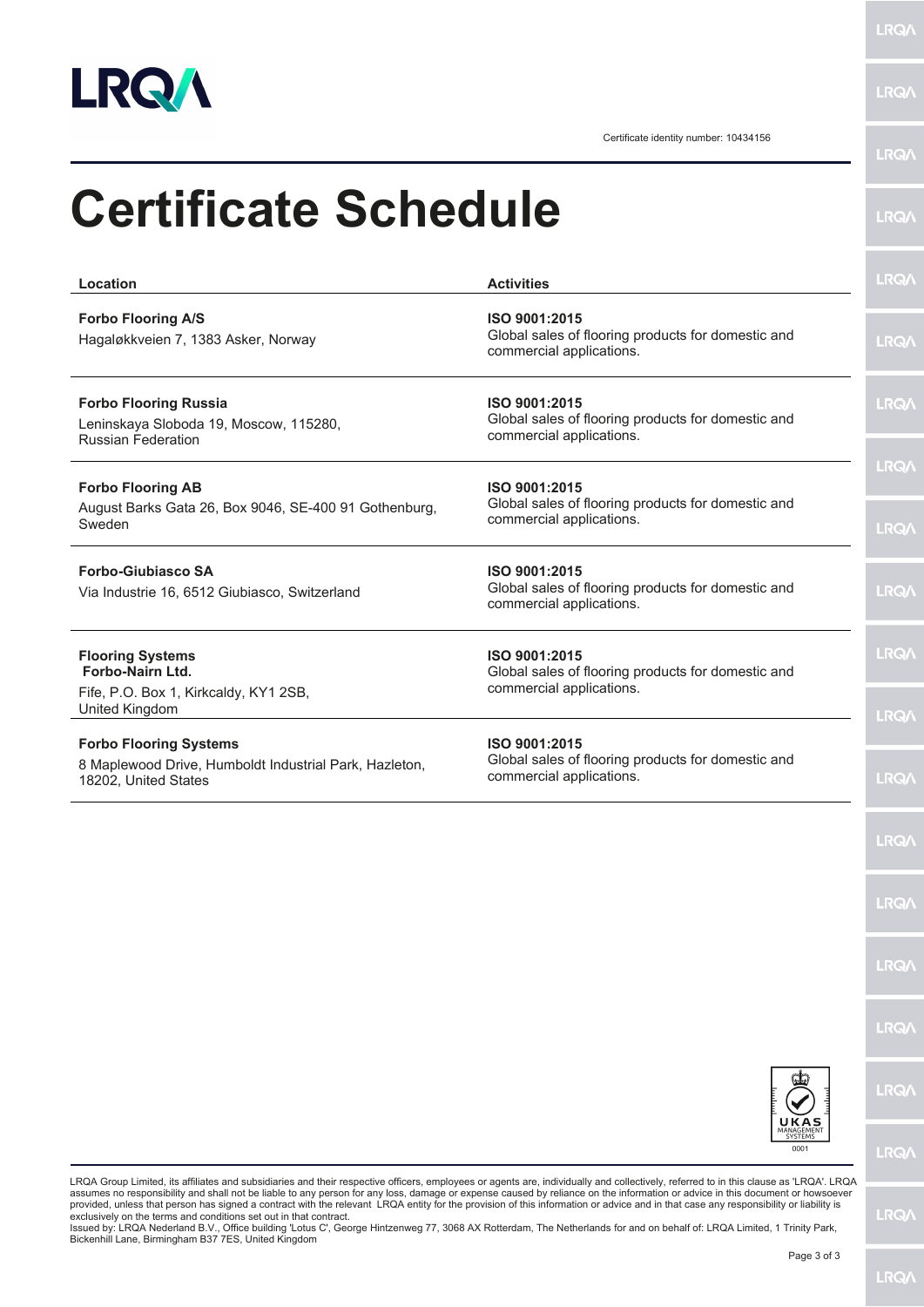Certificate identity number: 10434156

# Certificate Schedule

| Location | Activities |
|---|---|
| **Forbo Flooring A/S**<br>Hagaløkkveien 7, 1383 Asker, Norway | **ISO 9001:2015**<br>Global sales of flooring products for domestic and commercial applications. |
| **Forbo Flooring Russia**<br>Leninskaya Sloboda 19, Moscow, 115280, Russian Federation | **ISO 9001:2015**<br>Global sales of flooring products for domestic and commercial applications. |
| **Forbo Flooring AB**<br>August Barks Gata 26, Box 9046, SE-400 91 Gothenburg, Sweden | **ISO 9001:2015**<br>Global sales of flooring products for domestic and commercial applications. |
| **Forbo-Giubiasco SA**<br>Via Industrie 16, 6512 Giubiasco, Switzerland | **ISO 9001:2015**<br>Global sales of flooring products for domestic and commercial applications. |
| **Flooring Systems Forbo-Nairn Ltd.**<br>Fife, P.O. Box 1, Kirkcaldy, KY1 2SB, United Kingdom | **ISO 9001:2015**<br>Global sales of flooring products for domestic and commercial applications. |
| **Forbo Flooring Systems**<br>8 Maplewood Drive, Humboldt Industrial Park, Hazleton, 18202, United States | **ISO 9001:2015**<br>Global sales of flooring products for domestic and commercial applications. |

UKAS MANAGEMENT SYSTEMS
0001

LRQA Group Limited, its affiliates and subsidiaries and their respective officers, employees or agents are, individually and collectively, referred to in this clause as 'LRQA'. LRQA assumes no responsibility and shall not be liable to any person for any loss, damage or expense caused by reliance on the information or advice in this document or howsoever provided, unless that person has signed a contract with the relevant LRQA entity for the provision of this information or advice and in that case any responsibility or liability is exclusively on the terms and conditions set out in that contract.
Issued by: LRQA Nederland B.V., Office building 'Lotus C', George Hintzenweg 77, 3068 AX Rotterdam, The Netherlands for and on behalf of: LRQA Limited, 1 Trinity Park, Bickenhill Lane, Birmingham B37 7ES, United Kingdom